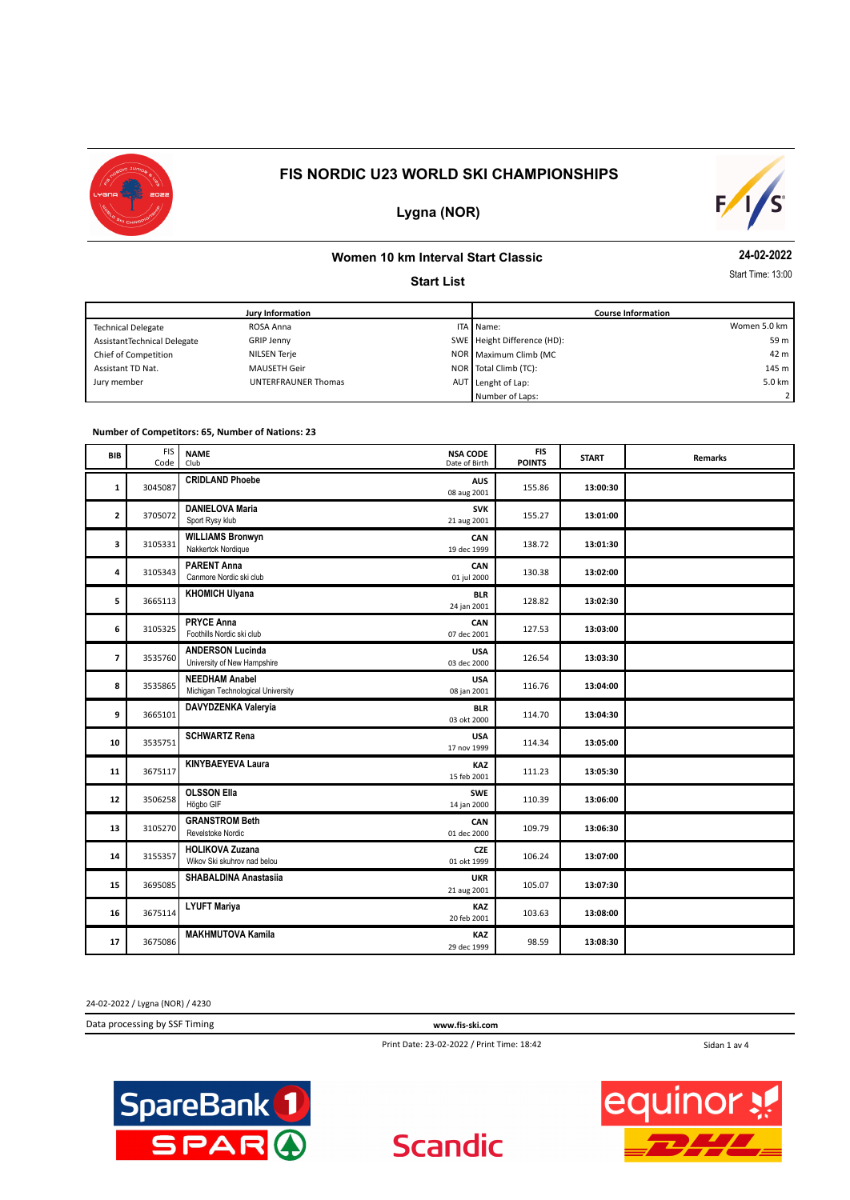# FIS NORDIC U23 WORLD SKI CHAMPIONSHIPS

## Lygna (NOR)

### Women 10 km Interval Start Classic

**24-02-2022**

**Start List**

Start Time: 13:00

| Jury Information | | | Course Information | |
|---|---|---|---|---|
| Technical Delegate | ROSA Anna | ITA | Name: | Women 5.0 km |
| AssistantTechnical Delegate | GRIP Jenny | SWE | Height Difference (HD): | 59 m |
| Chief of Competition | NILSEN Terje | NOR | Maximum Climb (MC | 42 m |
| Assistant TD Nat. | MAUSETH Geir | NOR | Total Climb (TC): | 145 m |
| Jury member | UNTERFRAUNER Thomas | AUT | Lenght of Lap: | 5.0 km |
| | | | Number of Laps: | 2 |

**Number of Competitors: 65, Number of Nations: 23**

| BIB | FIS Code | NAME / Club | NSA CODE / Date of Birth | FIS POINTS | START | Remarks |
|---|---|---|---|---|---|---|
| 1 | 3045087 | **CRIDLAND Phoebe** | **AUS** 08 aug 2001 | 155.86 | **13:00:30** | |
| 2 | 3705072 | **DANIELOVA Maria** Sport Rysy klub | **SVK** 21 aug 2001 | 155.27 | **13:01:00** | |
| 3 | 3105331 | **WILLIAMS Bronwyn** Nakkertok Nordique | **CAN** 19 dec 1999 | 138.72 | **13:01:30** | |
| 4 | 3105343 | **PARENT Anna** Canmore Nordic ski club | **CAN** 01 jul 2000 | 130.38 | **13:02:00** | |
| 5 | 3665113 | **KHOMICH Ulyana** | **BLR** 24 jan 2001 | 128.82 | **13:02:30** | |
| 6 | 3105325 | **PRYCE Anna** Foothills Nordic ski club | **CAN** 07 dec 2001 | 127.53 | **13:03:00** | |
| 7 | 3535760 | **ANDERSON Lucinda** University of New Hampshire | **USA** 03 dec 2000 | 126.54 | **13:03:30** | |
| 8 | 3535865 | **NEEDHAM Anabel** Michigan Technological University | **USA** 08 jan 2001 | 116.76 | **13:04:00** | |
| 9 | 3665101 | **DAVYDZENKA Valeryia** | **BLR** 03 okt 2000 | 114.70 | **13:04:30** | |
| 10 | 3535751 | **SCHWARTZ Rena** | **USA** 17 nov 1999 | 114.34 | **13:05:00** | |
| 11 | 3675117 | **KINYBAEYEVA Laura** | **KAZ** 15 feb 2001 | 111.23 | **13:05:30** | |
| 12 | 3506258 | **OLSSON Ella** Högbo GIF | **SWE** 14 jan 2000 | 110.39 | **13:06:00** | |
| 13 | 3105270 | **GRANSTROM Beth** Revelstoke Nordic | **CAN** 01 dec 2000 | 109.79 | **13:06:30** | |
| 14 | 3155357 | **HOLIKOVA Zuzana** Wikov Ski skuhrov nad belou | **CZE** 01 okt 1999 | 106.24 | **13:07:00** | |
| 15 | 3695085 | **SHABALDINA Anastasiia** | **UKR** 21 aug 2001 | 105.07 | **13:07:30** | |
| 16 | 3675114 | **LYUFT Mariya** | **KAZ** 20 feb 2001 | 103.63 | **13:08:00** | |
| 17 | 3675086 | **MAKHMUTOVA Kamila** | **KAZ** 29 dec 1999 | 98.59 | **13:08:30** | |

24-02-2022 / Lygna (NOR) / 4230

Data processing by SSF Timing

www.fis-ski.com

Print Date: 23-02-2022 / Print Time: 18:42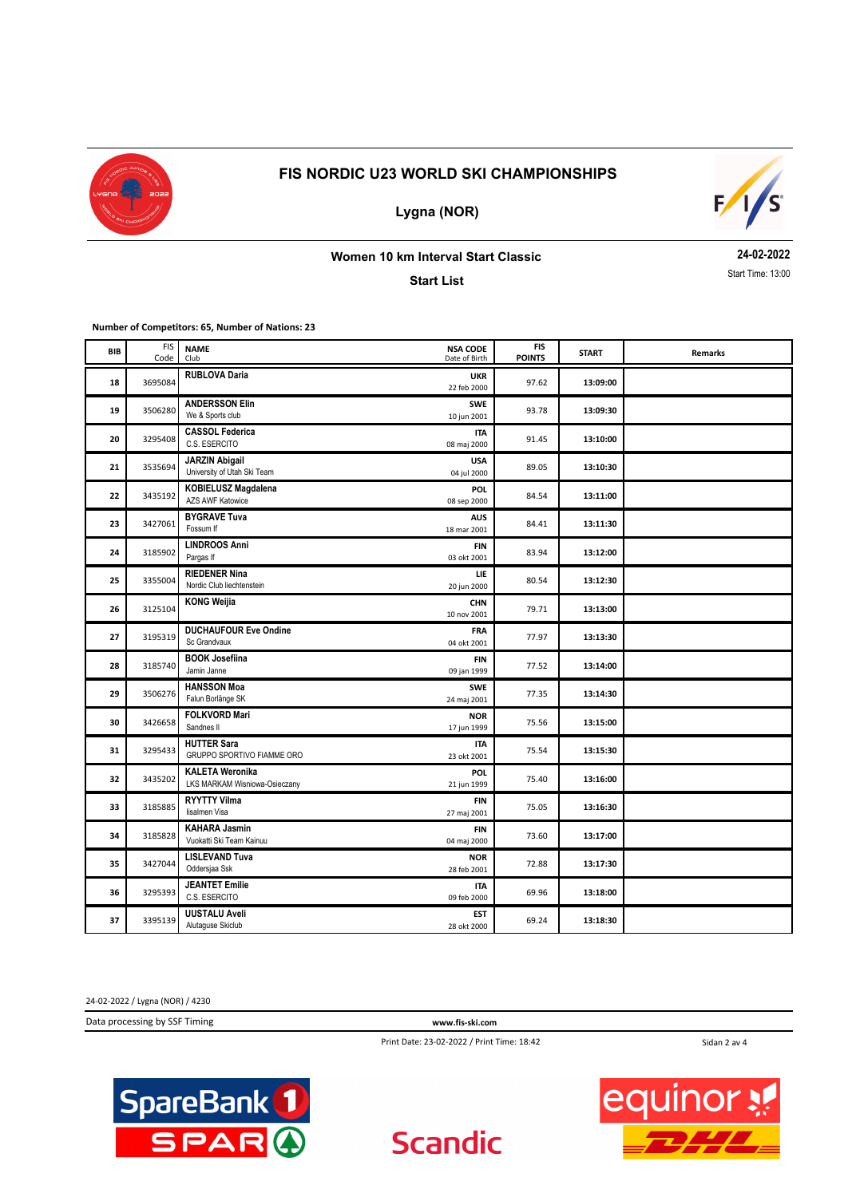# FIS NORDIC U23 WORLD SKI CHAMPIONSHIPS

## Lygna (NOR)

### Women 10 km Interval Start Classic

### Start List

24-02-2022

Start Time: 13:00

**Number of Competitors: 65, Number of Nations: 23**

| BIB | FIS Code | NAME / Club | NSA CODE / Date of Birth | FIS POINTS | START | Remarks |
|---|---|---|---|---|---|---|
| 18 | 3695084 | **RUBLOVA Daria** | **UKR** 22 feb 2000 | 97.62 | 13:09:00 | |
| 19 | 3506280 | **ANDERSSON Elin** We & Sports club | **SWE** 10 jun 2001 | 93.78 | 13:09:30 | |
| 20 | 3295408 | **CASSOL Federica** C.S. ESERCITO | **ITA** 08 maj 2000 | 91.45 | 13:10:00 | |
| 21 | 3535694 | **JARZIN Abigail** University of Utah Ski Team | **USA** 04 jul 2000 | 89.05 | 13:10:30 | |
| 22 | 3435192 | **KOBIELUSZ Magdalena** AZS AWF Katowice | **POL** 08 sep 2000 | 84.54 | 13:11:00 | |
| 23 | 3427061 | **BYGRAVE Tuva** Fossum If | **AUS** 18 mar 2001 | 84.41 | 13:11:30 | |
| 24 | 3185902 | **LINDROOS Anni** Pargas If | **FIN** 03 okt 2001 | 83.94 | 13:12:00 | |
| 25 | 3355004 | **RIEDENER Nina** Nordic Club liechtenstein | **LIE** 20 jun 2000 | 80.54 | 13:12:30 | |
| 26 | 3125104 | **KONG Weijia** | **CHN** 10 nov 2001 | 79.71 | 13:13:00 | |
| 27 | 3195319 | **DUCHAUFOUR Eve Ondine** Sc Grandvaux | **FRA** 04 okt 2001 | 77.97 | 13:13:30 | |
| 28 | 3185740 | **BOOK Josefiina** Jamin Janne | **FIN** 09 jan 1999 | 77.52 | 13:14:00 | |
| 29 | 3506276 | **HANSSON Moa** Falun Borlänge SK | **SWE** 24 maj 2001 | 77.35 | 13:14:30 | |
| 30 | 3426658 | **FOLKVORD Mari** Sandnes Il | **NOR** 17 jun 1999 | 75.56 | 13:15:00 | |
| 31 | 3295433 | **HUTTER Sara** GRUPPO SPORTIVO FIAMME ORO | **ITA** 23 okt 2001 | 75.54 | 13:15:30 | |
| 32 | 3435202 | **KALETA Weronika** LKS MARKAM Wisniowa-Osieczany | **POL** 21 jun 1999 | 75.40 | 13:16:00 | |
| 33 | 3185885 | **RYYTTY Vilma** Iisalmen Visa | **FIN** 27 maj 2001 | 75.05 | 13:16:30 | |
| 34 | 3185828 | **KAHARA Jasmin** Vuokatti Ski Team Kainuu | **FIN** 04 maj 2000 | 73.60 | 13:17:00 | |
| 35 | 3427044 | **LISLEVAND Tuva** Oddersjaa Ssk | **NOR** 28 feb 2001 | 72.88 | 13:17:30 | |
| 36 | 3295393 | **JEANTET Emilie** C.S. ESERCITO | **ITA** 09 feb 2000 | 69.96 | 13:18:00 | |
| 37 | 3395139 | **UUSTALU Aveli** Alutaguse Skiclub | **EST** 28 okt 2000 | 69.24 | 13:18:30 | |

24-02-2022 / Lygna (NOR) / 4230

Data processing by SSF Timing

www.fis-ski.com

Print Date: 23-02-2022 / Print Time: 18:42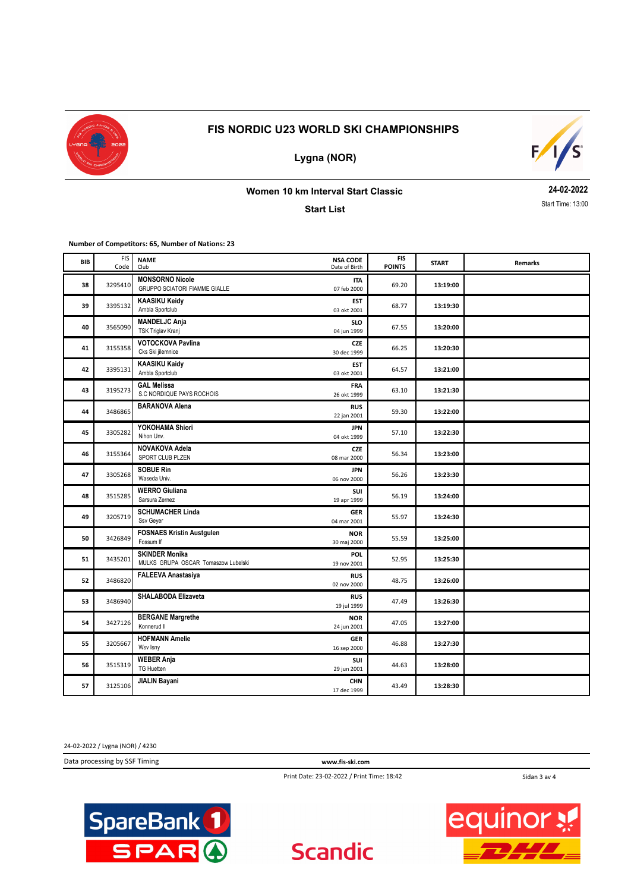# FIS NORDIC U23 WORLD SKI CHAMPIONSHIPS

## Lygna (NOR)

### Women 10 km Interval Start Classic

**Start List**

24-02-2022

Start Time: 13:00

**Number of Competitors: 65, Number of Nations: 23**

| BIB | FIS Code | NAME Club | NSA CODE Date of Birth | FIS POINTS | START | Remarks |
|---|---|---|---|---|---|---|
| 38 | 3295410 | **MONSORNO Nicole** GRUPPO SCIATORI FIAMME GIALLE | **ITA** 07 feb 2000 | 69.20 | **13:19:00** | |
| 39 | 3395132 | **KAASIKU Keidy** Ambla Sportclub | **EST** 03 okt 2001 | 68.77 | **13:19:30** | |
| 40 | 3565090 | **MANDELJC Anja** TSK Triglav Kranj | **SLO** 04 jun 1999 | 67.55 | **13:20:00** | |
| 41 | 3155358 | **VOTOCKOVA Pavlina** Cks Ski jilemnice | **CZE** 30 dec 1999 | 66.25 | **13:20:30** | |
| 42 | 3395131 | **KAASIKU Kaidy** Ambla Sportclub | **EST** 03 okt 2001 | 64.57 | **13:21:00** | |
| 43 | 3195273 | **GAL Melissa** S.C NORDIQUE PAYS ROCHOIS | **FRA** 26 okt 1999 | 63.10 | **13:21:30** | |
| 44 | 3486865 | **BARANOVA Alena** | **RUS** 22 jan 2001 | 59.30 | **13:22:00** | |
| 45 | 3305282 | **YOKOHAMA Shiori** Nihon Unv. | **JPN** 04 okt 1999 | 57.10 | **13:22:30** | |
| 46 | 3155364 | **NOVAKOVA Adela** SPORT CLUB PLZEN | **CZE** 08 mar 2000 | 56.34 | **13:23:00** | |
| 47 | 3305268 | **SOBUE Rin** Waseda Univ. | **JPN** 06 nov 2000 | 56.26 | **13:23:30** | |
| 48 | 3515285 | **WERRO Giuliana** Sarsura Zernez | **SUI** 19 apr 1999 | 56.19 | **13:24:00** | |
| 49 | 3205719 | **SCHUMACHER Linda** Ssv Geyer | **GER** 04 mar 2001 | 55.97 | **13:24:30** | |
| 50 | 3426849 | **FOSNAES Kristin Austgulen** Fossum If | **NOR** 30 maj 2000 | 55.59 | **13:25:00** | |
| 51 | 3435201 | **SKINDER Monika** MULKS GRUPA OSCAR Tomaszow Lubelski | **POL** 19 nov 2001 | 52.95 | **13:25:30** | |
| 52 | 3486820 | **FALEEVA Anastasiya** | **RUS** 02 nov 2000 | 48.75 | **13:26:00** | |
| 53 | 3486940 | **SHALABODA Elizaveta** | **RUS** 19 jul 1999 | 47.49 | **13:26:30** | |
| 54 | 3427126 | **BERGANE Margrethe** Konnerud Il | **NOR** 24 jun 2001 | 47.05 | **13:27:00** | |
| 55 | 3205667 | **HOFMANN Amelie** Wsv Isny | **GER** 16 sep 2000 | 46.88 | **13:27:30** | |
| 56 | 3515319 | **WEBER Anja** TG Huetten | **SUI** 29 jun 2001 | 44.63 | **13:28:00** | |
| 57 | 3125106 | **JIALIN Bayani** | **CHN** 17 dec 1999 | 43.49 | **13:28:30** | |

24-02-2022 / Lygna (NOR) / 4230

Data processing by SSF Timing

www.fis-ski.com

Print Date: 23-02-2022 / Print Time: 18:42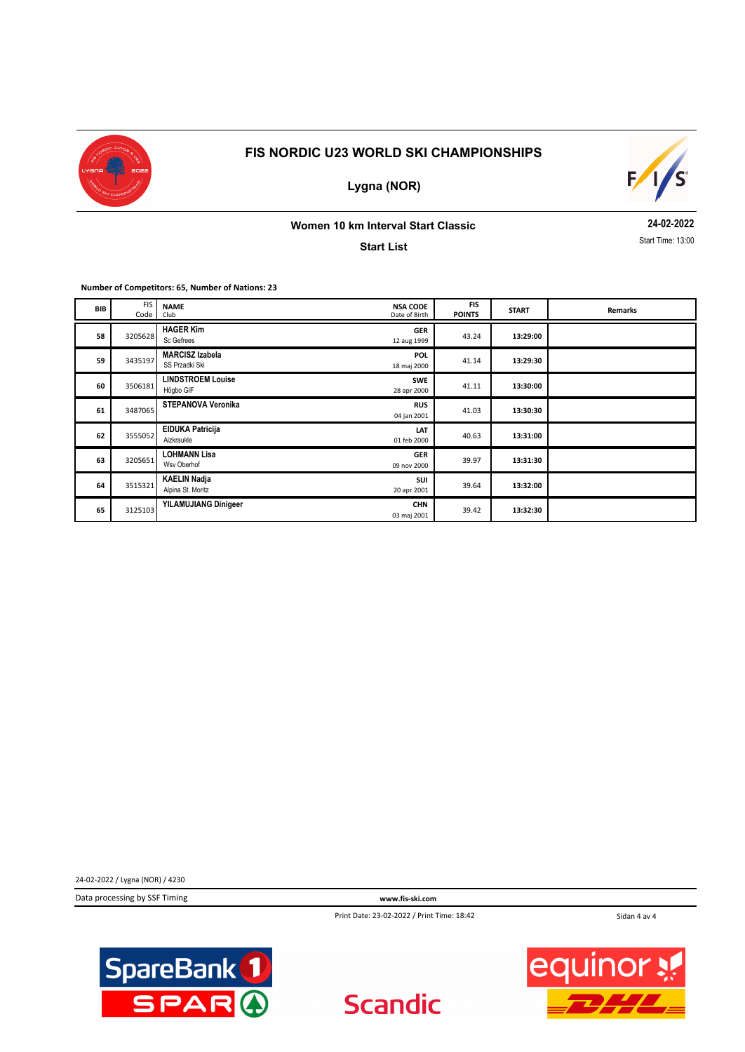# FIS NORDIC U23 WORLD SKI CHAMPIONSHIPS

## Lygna (NOR)

### Women 10 km Interval Start Classic

### Start List

**24-02-2022**

Start Time: 13:00

**Number of Competitors: 65, Number of Nations: 23**

| BIB | FIS Code | NAME<br>Club | NSA CODE<br>Date of Birth | FIS POINTS | START | Remarks |
|---|---|---|---|---|---|---|
| 58 | 3205628 | **HAGER Kim**<br>Sc Gefrees | **GER**<br>12 aug 1999 | 43.24 | **13:29:00** | |
| 59 | 3435197 | **MARCISZ Izabela**<br>SS Przadki Ski | **POL**<br>18 maj 2000 | 41.14 | **13:29:30** | |
| 60 | 3506181 | **LINDSTROEM Louise**<br>Högbo GIF | **SWE**<br>28 apr 2000 | 41.11 | **13:30:00** | |
| 61 | 3487065 | **STEPANOVA Veronika** | **RUS**<br>04 jan 2001 | 41.03 | **13:30:30** | |
| 62 | 3555052 | **EIDUKA Patricija**<br>Aizkraukle | **LAT**<br>01 feb 2000 | 40.63 | **13:31:00** | |
| 63 | 3205651 | **LOHMANN Lisa**<br>Wsv Oberhof | **GER**<br>09 nov 2000 | 39.97 | **13:31:30** | |
| 64 | 3515321 | **KAELIN Nadja**<br>Alpina St. Moritz | **SUI**<br>20 apr 2001 | 39.64 | **13:32:00** | |
| 65 | 3125103 | **YILAMUJIANG Dinigeer** | **CHN**<br>03 maj 2001 | 39.42 | **13:32:30** | |

24-02-2022 / Lygna (NOR) / 4230

Data processing by SSF Timing

www.fis-ski.com

Print Date: 23-02-2022 / Print Time: 18:42